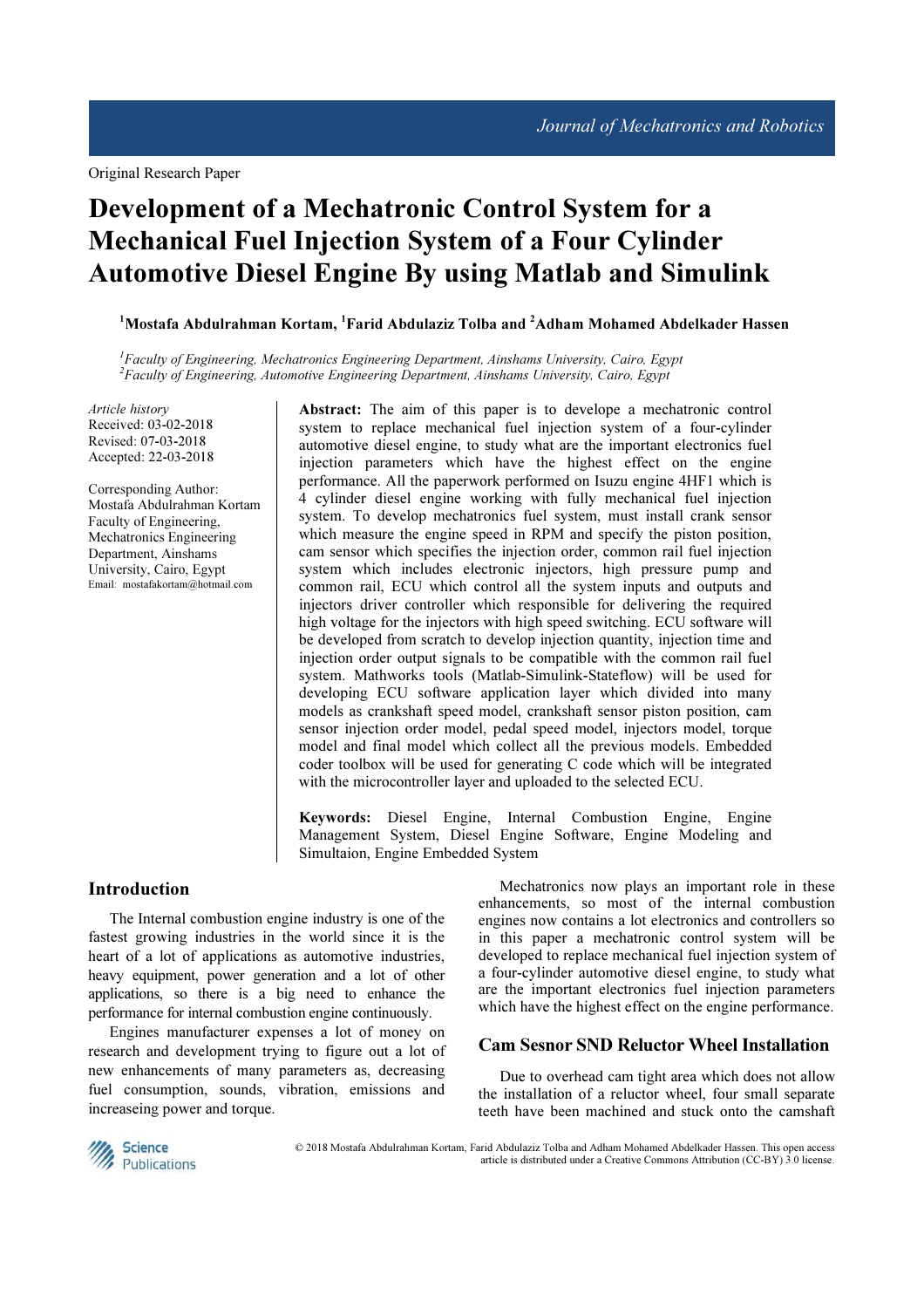Original Research Paper

# Development of a Mechatronic Control System for a Mechanical Fuel Injection System of a Four Cylinder Automotive Diesel Engine By using Matlab and Simulink

[1]Mostafa Abdulrahman Kortam, [1]Farid Abdulaziz Tolba and [2]Adham Mohamed Abdelkader Hassen

*[1]Faculty of Engineering, Mechatronics Engineering Department, Ainshams University, Cairo, Egypt*
*[2]Faculty of Engineering, Automotive Engineering Department, Ainshams University, Cairo, Egypt*

*Article history*
Received: 03-02-2018
Revised: 07-03-2018
Accepted: 22-03-2018

Corresponding Author:
Mostafa Abdulrahman Kortam
Faculty of Engineering,
Mechatronics Engineering
Department, Ainshams
University, Cairo, Egypt
Email: mostafakortam@hotmail.com

**Abstract:** The aim of this paper is to develope a mechatronic control system to replace mechanical fuel injection system of a four-cylinder automotive diesel engine, to study what are the important electronics fuel injection parameters which have the highest effect on the engine performance. All the paperwork performed on Isuzu engine 4HF1 which is 4 cylinder diesel engine working with fully mechanical fuel injection system. To develop mechatronics fuel system, must install crank sensor which measure the engine speed in RPM and specify the piston position, cam sensor which specifies the injection order, common rail fuel injection system which includes electronic injectors, high pressure pump and common rail, ECU which control all the system inputs and outputs and injectors driver controller which responsible for delivering the required high voltage for the injectors with high speed switching. ECU software will be developed from scratch to develop injection quantity, injection time and injection order output signals to be compatible with the common rail fuel system. Mathworks tools (Matlab-Simulink-Stateflow) will be used for developing ECU software application layer which divided into many models as crankshaft speed model, crankshaft sensor piston position, cam sensor injection order model, pedal speed model, injectors model, torque model and final model which collect all the previous models. Embedded coder toolbox will be used for generating C code which will be integrated with the microcontroller layer and uploaded to the selected ECU.

**Keywords:** Diesel Engine, Internal Combustion Engine, Engine Management System, Diesel Engine Software, Engine Modeling and Simultaion, Engine Embedded System

## Introduction

The Internal combustion engine industry is one of the fastest growing industries in the world since it is the heart of a lot of applications as automotive industries, heavy equipment, power generation and a lot of other applications, so there is a big need to enhance the performance for internal combustion engine continuously.

Engines manufacturer expenses a lot of money on research and development trying to figure out a lot of new enhancements of many parameters as, decreasing fuel consumption, sounds, vibration, emissions and increaseing power and torque.

Mechatronics now plays an important role in these enhancements, so most of the internal combustion engines now contains a lot electronics and controllers so in this paper a mechatronic control system will be developed to replace mechanical fuel injection system of a four-cylinder automotive diesel engine, to study what are the important electronics fuel injection parameters which have the highest effect on the engine performance.

## Cam Sesnor SND Reluctor Wheel Installation

Due to overhead cam tight area which does not allow the installation of a reluctor wheel, four small separate teeth have been machined and stuck onto the camshaft

© 2018 Mostafa Abdulrahman Kortam, Farid Abdulaziz Tolba and Adham Mohamed Abdelkader Hassen. This open access article is distributed under a Creative Commons Attribution (CC-BY) 3.0 license.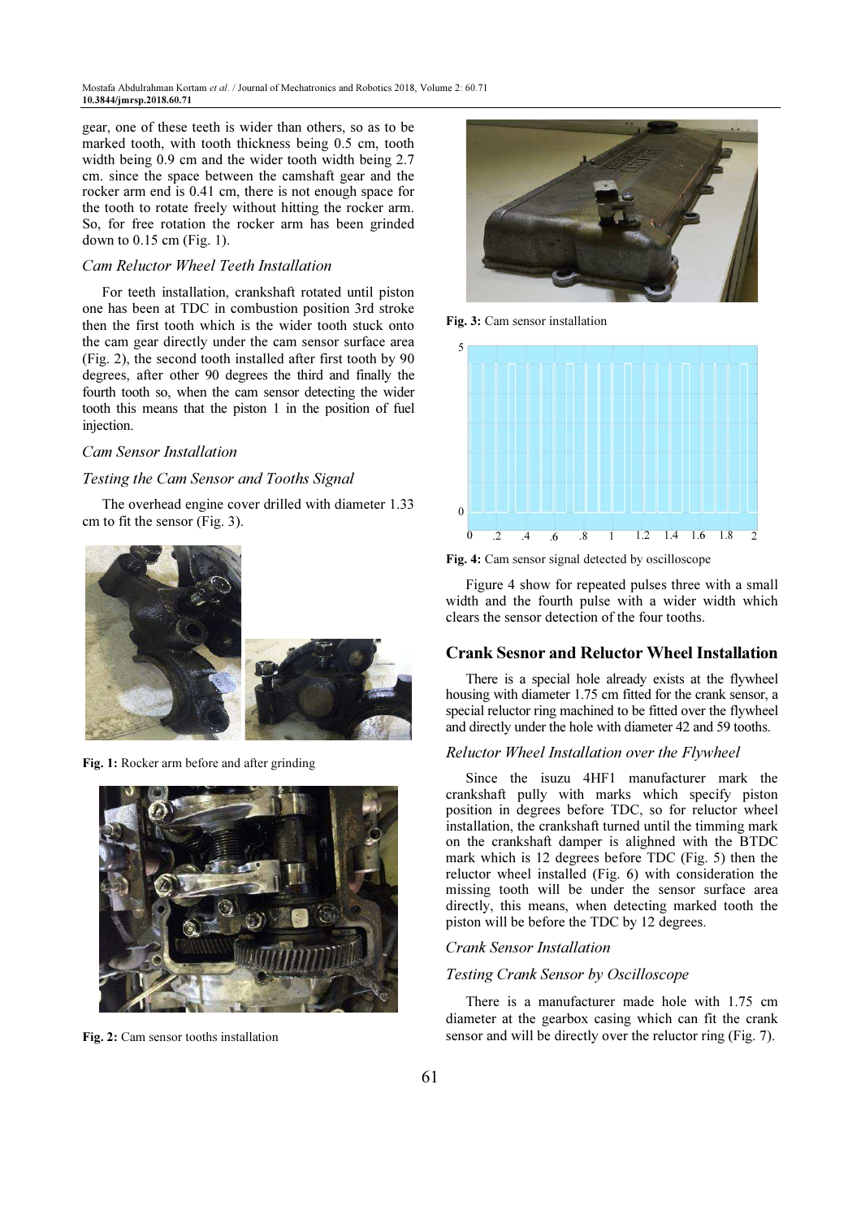gear, one of these teeth is wider than others, so as to be marked tooth, with tooth thickness being 0.5 cm, tooth width being 0.9 cm and the wider tooth width being 2.7 cm. since the space between the camshaft gear and the rocker arm end is 0.41 cm, there is not enough space for the tooth to rotate freely without hitting the rocker arm. So, for free rotation the rocker arm has been grinded down to 0.15 cm (Fig. 1).

### *Cam Reluctor Wheel Teeth Installation*

For teeth installation, crankshaft rotated until piston one has been at TDC in combustion position 3rd stroke then the first tooth which is the wider tooth stuck onto the cam gear directly under the cam sensor surface area (Fig. 2), the second tooth installed after first tooth by 90 degrees, after other 90 degrees the third and finally the fourth tooth so, when the cam sensor detecting the wider tooth this means that the piston 1 in the position of fuel injection.

### *Cam Sensor Installation*

### *Testing the Cam Sensor and Tooths Signal*

The overhead engine cover drilled with diameter 1.33 cm to fit the sensor (Fig. 3).

**Fig. 1:** Rocker arm before and after grinding

**Fig. 2:** Cam sensor tooths installation

**Fig. 3:** Cam sensor installation

**Fig. 4:** Cam sensor signal detected by oscilloscope

Figure 4 show for repeated pulses three with a small width and the fourth pulse with a wider width which clears the sensor detection of the four tooths.

## Crank Sesnor and Reluctor Wheel Installation

There is a special hole already exists at the flywheel housing with diameter 1.75 cm fitted for the crank sensor, a special reluctor ring machined to be fitted over the flywheel and directly under the hole with diameter 42 and 59 tooths.

### *Reluctor Wheel Installation over the Flywheel*

Since the isuzu 4HF1 manufacturer mark the crankshaft pully with marks which specify piston position in degrees before TDC, so for reluctor wheel installation, the crankshaft turned until the timming mark on the crankshaft damper is alighned with the BTDC mark which is 12 degrees before TDC (Fig. 5) then the reluctor wheel installed (Fig. 6) with consideration the missing tooth will be under the sensor surface area directly, this means, when detecting marked tooth the piston will be before the TDC by 12 degrees.

### *Crank Sensor Installation*

### *Testing Crank Sensor by Oscilloscope*

There is a manufacturer made hole with 1.75 cm diameter at the gearbox casing which can fit the crank sensor and will be directly over the reluctor ring (Fig. 7).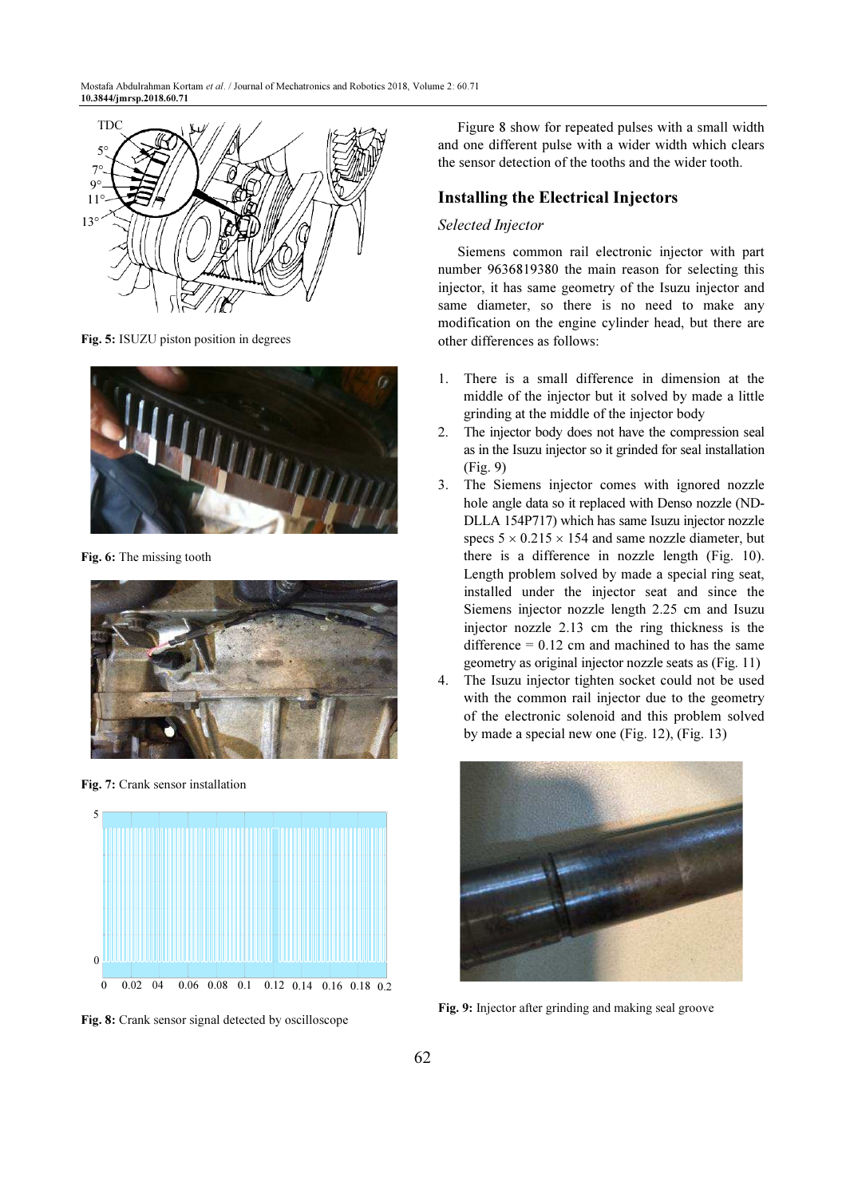Fig. 5: ISUZU piston position in degrees

Fig. 6: The missing tooth

Fig. 7: Crank sensor installation

Fig. 8: Crank sensor signal detected by oscilloscope

Figure 8 show for repeated pulses with a small width and one different pulse with a wider width which clears the sensor detection of the tooths and the wider tooth.

## Installing the Electrical Injectors

### *Selected Injector*

Siemens common rail electronic injector with part number 9636819380 the main reason for selecting this injector, it has same geometry of the Isuzu injector and same diameter, so there is no need to make any modification on the engine cylinder head, but there are other differences as follows:

1. There is a small difference in dimension at the middle of the injector but it solved by made a little grinding at the middle of the injector body
2. The injector body does not have the compression seal as in the Isuzu injector so it grinded for seal installation (Fig. 9)
3. The Siemens injector comes with ignored nozzle hole angle data so it replaced with Denso nozzle (ND-DLLA 154P717) which has same Isuzu injector nozzle specs $5 \times 0.215 \times 154$ and same nozzle diameter, but there is a difference in nozzle length (Fig. 10). Length problem solved by made a special ring seat, installed under the injector seat and since the Siemens injector nozzle length 2.25 cm and Isuzu injector nozzle 2.13 cm the ring thickness is the difference = 0.12 cm and machined to has the same geometry as original injector nozzle seats as (Fig. 11)
4. The Isuzu injector tighten socket could not be used with the common rail injector due to the geometry of the electronic solenoid and this problem solved by made a special new one (Fig. 12), (Fig. 13)

Fig. 9: Injector after grinding and making seal groove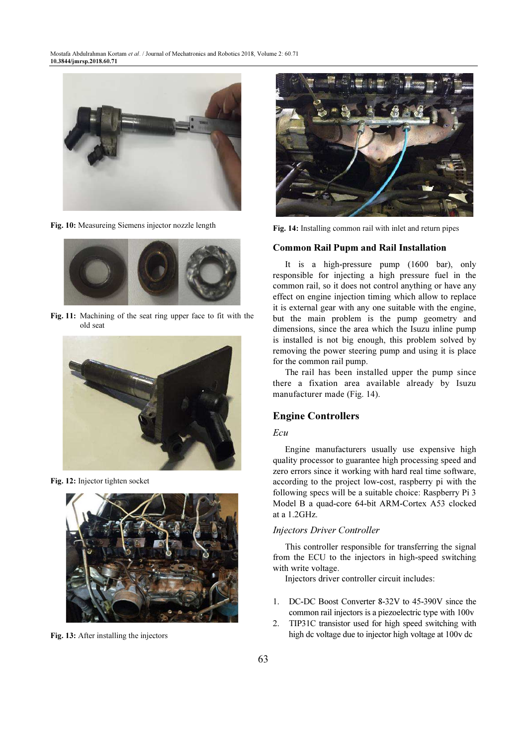Fig. 10: Measureing Siemens injector nozzle length

Fig. 11: Machining of the seat ring upper face to fit with the old seat

Fig. 12: Injector tighten socket

Fig. 13: After installing the injectors

Fig. 14: Installing common rail with inlet and return pipes

### Common Rail Pupm and Rail Installation

It is a high-pressure pump (1600 bar), only responsible for injecting a high pressure fuel in the common rail, so it does not control anything or have any effect on engine injection timing which allow to replace it is external gear with any one suitable with the engine, but the main problem is the pump geometry and dimensions, since the area which the Isuzu inline pump is installed is not big enough, this problem solved by removing the power steering pump and using it is place for the common rail pump.

The rail has been installed upper the pump since there a fixation area available already by Isuzu manufacturer made (Fig. 14).

## Engine Controllers

### *Ecu*

Engine manufacturers usually use expensive high quality processor to guarantee high processing speed and zero errors since it working with hard real time software, according to the project low-cost, raspberry pi with the following specs will be a suitable choice: Raspberry Pi 3 Model B a quad-core 64-bit ARM-Cortex A53 clocked at a 1.2GHz.

### *Injectors Driver Controller*

This controller responsible for transferring the signal from the ECU to the injectors in high-speed switching with write voltage.

Injectors driver controller circuit includes:

1. DC-DC Boost Converter 8-32V to 45-390V since the common rail injectors is a piezoelectric type with 100v
2. TIP31C transistor used for high speed switching with high dc voltage due to injector high voltage at 100v dc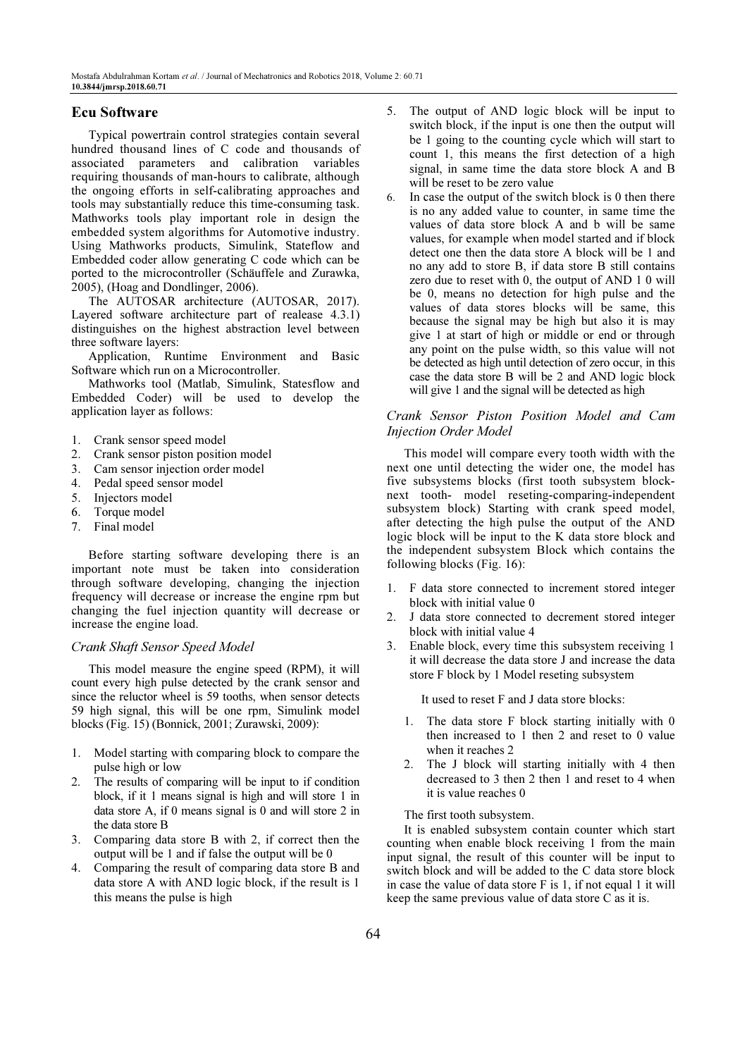## Ecu Software

Typical powertrain control strategies contain several hundred thousand lines of C code and thousands of associated parameters and calibration variables requiring thousands of man-hours to calibrate, although the ongoing efforts in self-calibrating approaches and tools may substantially reduce this time-consuming task. Mathworks tools play important role in design the embedded system algorithms for Automotive industry. Using Mathworks products, Simulink, Stateflow and Embedded coder allow generating C code which can be ported to the microcontroller (Schäuffele and Zurawka, 2005), (Hoag and Dondlinger, 2006).

The AUTOSAR architecture (AUTOSAR, 2017). Layered software architecture part of realease 4.3.1) distinguishes on the highest abstraction level between three software layers:

Application, Runtime Environment and Basic Software which run on a Microcontroller.

Mathworks tool (Matlab, Simulink, Statesflow and Embedded Coder) will be used to develop the application layer as follows:

1. Crank sensor speed model
2. Crank sensor piston position model
3. Cam sensor injection order model
4. Pedal speed sensor model
5. Injectors model
6. Torque model
7. Final model

Before starting software developing there is an important note must be taken into consideration through software developing, changing the injection frequency will decrease or increase the engine rpm but changing the fuel injection quantity will decrease or increase the engine load.

### *Crank Shaft Sensor Speed Model*

This model measure the engine speed (RPM), it will count every high pulse detected by the crank sensor and since the reluctor wheel is 59 tooths, when sensor detects 59 high signal, this will be one rpm, Simulink model blocks (Fig. 15) (Bonnick, 2001; Zurawski, 2009):

1. Model starting with comparing block to compare the pulse high or low
2. The results of comparing will be input to if condition block, if it 1 means signal is high and will store 1 in data store A, if 0 means signal is 0 and will store 2 in the data store B
3. Comparing data store B with 2, if correct then the output will be 1 and if false the output will be 0
4. Comparing the result of comparing data store B and data store A with AND logic block, if the result is 1 this means the pulse is high
5. The output of AND logic block will be input to switch block, if the input is one then the output will be 1 going to the counting cycle which will start to count 1, this means the first detection of a high signal, in same time the data store block A and B will be reset to be zero value
6. In case the output of the switch block is 0 then there is no any added value to counter, in same time the values of data store block A and b will be same values, for example when model started and if block detect one then the data store A block will be 1 and no any add to store B, if data store B still contains zero due to reset with 0, the output of AND 1 0 will be 0, means no detection for high pulse and the values of data stores blocks will be same, this because the signal may be high but also it is may give 1 at start of high or middle or end or through any point on the pulse width, so this value will not be detected as high until detection of zero occur, in this case the data store B will be 2 and AND logic block will give 1 and the signal will be detected as high

### *Crank Sensor Piston Position Model and Cam Injection Order Model*

This model will compare every tooth width with the next one until detecting the wider one, the model has five subsystems blocks (first tooth subsystem block-next tooth- model reseting-comparing-independent subsystem block) Starting with crank speed model, after detecting the high pulse the output of the AND logic block will be input to the K data store block and the independent subsystem Block which contains the following blocks (Fig. 16):

1. F data store connected to increment stored integer block with initial value 0
2. J data store connected to decrement stored integer block with initial value 4
3. Enable block, every time this subsystem receiving 1 it will decrease the data store J and increase the data store F block by 1 Model reseting subsystem

   It used to reset F and J data store blocks:

   1. The data store F block starting initially with 0 then increased to 1 then 2 and reset to 0 value when it reaches 2
   2. The J block will starting initially with 4 then decreased to 3 then 2 then 1 and reset to 4 when it is value reaches 0

The first tooth subsystem.

It is enabled subsystem contain counter which start counting when enable block receiving 1 from the main input signal, the result of this counter will be input to switch block and will be added to the C data store block in case the value of data store F is 1, if not equal 1 it will keep the same previous value of data store C as it is.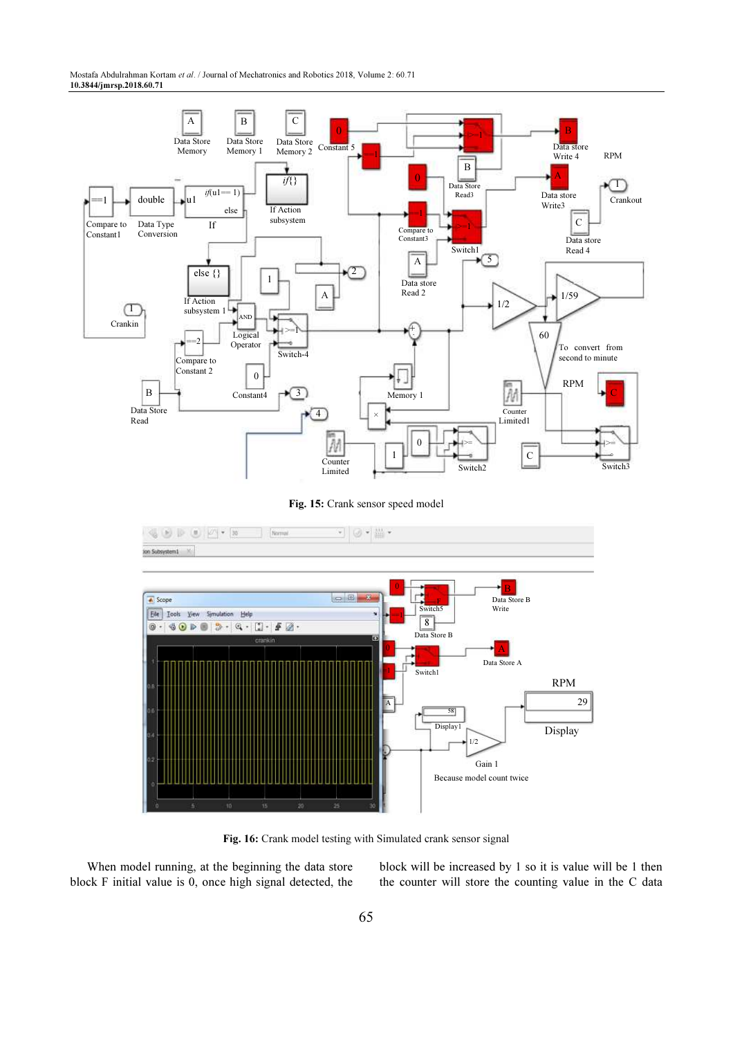**Fig. 15:** Crank sensor speed model

**Fig. 16:** Crank model testing with Simulated crank sensor signal

When model running, at the beginning the data store block F initial value is 0, once high signal detected, the block will be increased by 1 so it is value will be 1 then the counter will store the counting value in the C data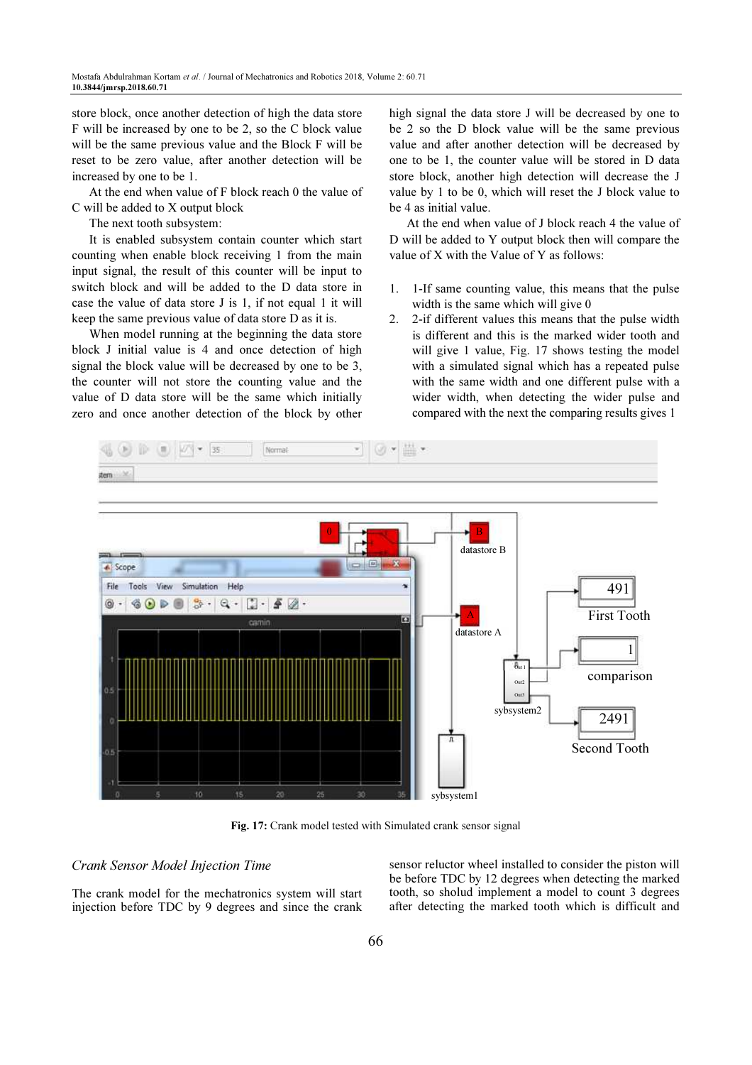store block, once another detection of high the data store F will be increased by one to be 2, so the C block value will be the same previous value and the Block F will be reset to be zero value, after another detection will be increased by one to be 1.

At the end when value of F block reach 0 the value of C will be added to X output block

The next tooth subsystem:

It is enabled subsystem contain counter which start counting when enable block receiving 1 from the main input signal, the result of this counter will be input to switch block and will be added to the D data store in case the value of data store J is 1, if not equal 1 it will keep the same previous value of data store D as it is.

When model running at the beginning the data store block J initial value is 4 and once detection of high signal the block value will be decreased by one to be 3, the counter will not store the counting value and the value of D data store will be the same which initially zero and once another detection of the block by other high signal the data store J will be decreased by one to be 2 so the D block value will be the same previous value and after another detection will be decreased by one to be 1, the counter value will be stored in D data store block, another high detection will decrease the J value by 1 to be 0, which will reset the J block value to be 4 as initial value.

At the end when value of J block reach 4 the value of D will be added to Y output block then will compare the value of X with the Value of Y as follows:

1. 1-If same counting value, this means that the pulse width is the same which will give 0
2. 2-if different values this means that the pulse width is different and this is the marked wider tooth and will give 1 value, Fig. 17 shows testing the model with a simulated signal which has a repeated pulse with the same width and one different pulse with a wider width, when detecting the wider pulse and compared with the next the comparing results gives 1

**Fig. 17:** Crank model tested with Simulated crank sensor signal

*Crank Sensor Model Injection Time*

The crank model for the mechatronics system will start injection before TDC by 9 degrees and since the crank sensor reluctor wheel installed to consider the piston will be before TDC by 12 degrees when detecting the marked tooth, so sholud implement a model to count 3 degrees after detecting the marked tooth which is difficult and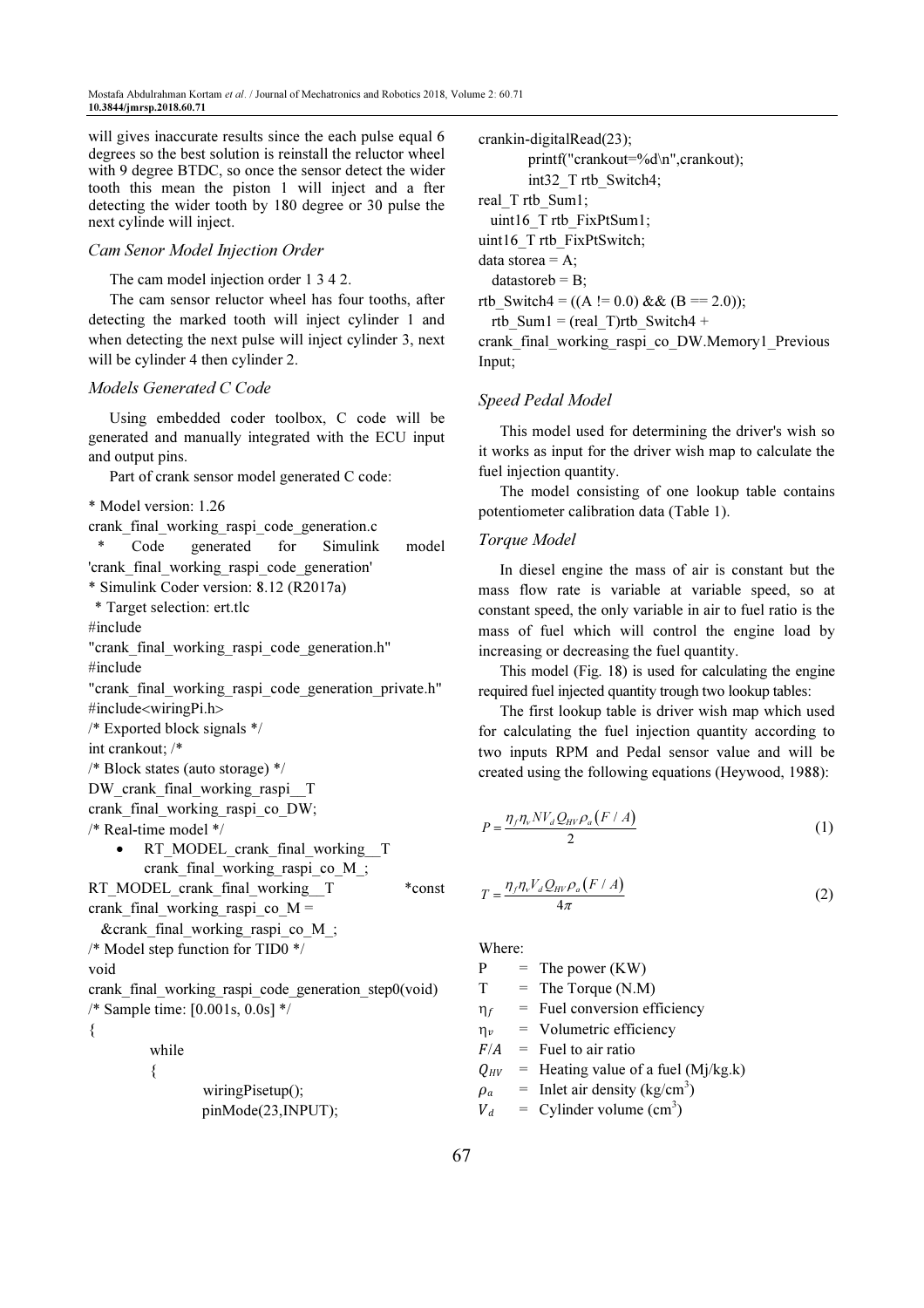will gives inaccurate results since the each pulse equal 6 degrees so the best solution is reinstall the reluctor wheel with 9 degree BTDC, so once the sensor detect the wider tooth this mean the piston 1 will inject and a fter detecting the wider tooth by 180 degree or 30 pulse the next cylinde will inject.

### *Cam Senor Model Injection Order*

The cam model injection order 1 3 4 2.

The cam sensor reluctor wheel has four tooths, after detecting the marked tooth will inject cylinder 1 and when detecting the next pulse will inject cylinder 3, next will be cylinder 4 then cylinder 2.

### *Models Generated C Code*

Using embedded coder toolbox, C code will be generated and manually integrated with the ECU input and output pins.

Part of crank sensor model generated C code:

```
* Model version: 1.26
crank_final_working_raspi_code_generation.c
 * Code generated for Simulink model
'crank_final_working_raspi_code_generation'
* Simulink Coder version: 8.12 (R2017a)
 * Target selection: ert.tlc
#include
"crank_final_working_raspi_code_generation.h"
#include
"crank_final_working_raspi_code_generation_private.h"
#include<wiringPi.h>
/* Exported block signals */
int crankout; /*
/* Block states (auto storage) */
DW_crank_final_working_raspi__T
crank_final_working_raspi_co_DW;
/* Real-time model */
 • RT_MODEL_crank_final_working__T
   crank_final_working_raspi_co_M_;
RT_MODEL_crank_final_working__T *const
crank_final_working_raspi_co_M =
 &crank_final_working_raspi_co_M_;
/* Model step function for TID0 */
void
crank_final_working_raspi_code_generation_step0(void)
/* Sample time: [0.001s, 0.0s] */
{
    while
    {
        wiringPisetup();
        pinMode(23,INPUT);
crankin-digitalRead(23);
        printf("crankout=%d\n",crankout);
        int32_T rtb_Switch4;
real_T rtb_Sum1;
 uint16_T rtb_FixPtSum1;
uint16_T rtb_FixPtSwitch;
data storea = A;
 datastoreb = B;
rtb_Switch4 = ((A != 0.0) && (B == 2.0));
 rtb_Sum1 = (real_T)rtb_Switch4 +
crank_final_working_raspi_co_DW.Memory1_Previous
Input;
```

### *Speed Pedal Model*

This model used for determining the driver's wish so it works as input for the driver wish map to calculate the fuel injection quantity.

The model consisting of one lookup table contains potentiometer calibration data (Table 1).

### *Torque Model*

In diesel engine the mass of air is constant but the mass flow rate is variable at variable speed, so at constant speed, the only variable in air to fuel ratio is the mass of fuel which will control the engine load by increasing or decreasing the fuel quantity.

This model (Fig. 18) is used for calculating the engine required fuel injected quantity trough two lookup tables:

The first lookup table is driver wish map which used for calculating the fuel injection quantity according to two inputs RPM and Pedal sensor value and will be created using the following equations (Heywood, 1988):

$$P = \frac{\eta_f \eta_v N V_d Q_{HV} \rho_a (F/A)}{2} \tag{1}$$

$$T = \frac{\eta_f \eta_v V_d Q_{HV} \rho_a (F/A)}{4\pi} \tag{2}$$

Where:

- $P$ = The power (KW)
- $T$ = The Torque (N.M)
- $\eta_f$ = Fuel conversion efficiency
- $\eta_v$ = Volumetric efficiency
- $F/A$ = Fuel to air ratio
- $Q_{HV}$ = Heating value of a fuel (Mj/kg.k)
- $\rho_a$ = Inlet air density (kg/cm$^3$)
- $V_d$ = Cylinder volume (cm$^3$)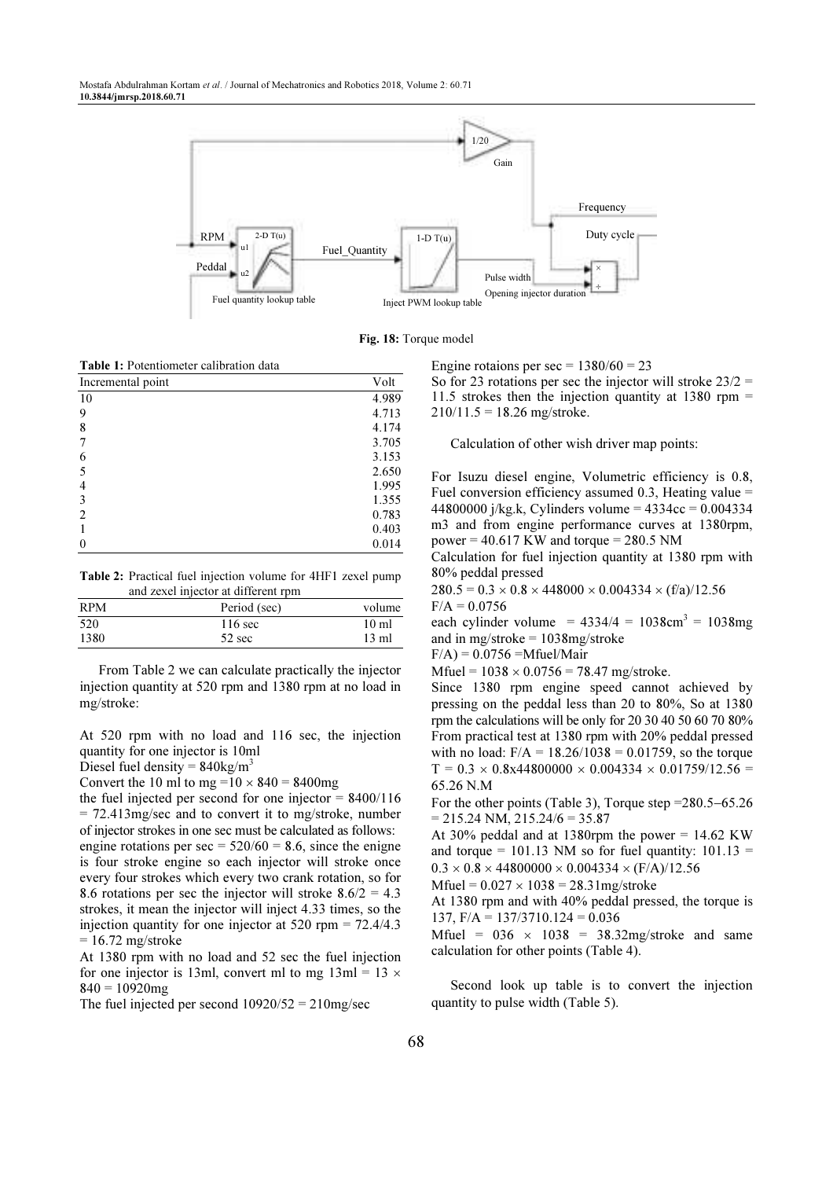Fig. 18: Torque model

**Table 1:** Potentiometer calibration data

| Incremental point | Volt |
|---|---|
| 10 | 4.989 |
| 9 | 4.713 |
| 8 | 4.174 |
| 7 | 3.705 |
| 6 | 3.153 |
| 5 | 2.650 |
| 4 | 1.995 |
| 3 | 1.355 |
| 2 | 0.783 |
| 1 | 0.403 |
| 0 | 0.014 |

**Table 2:** Practical fuel injection volume for 4HF1 zexel pump and zexel injector at different rpm

| RPM | Period (sec) | volume |
|---|---|---|
| 520 | 116 sec | 10 ml |
| 1380 | 52 sec | 13 ml |

From Table 2 we can calculate practically the injector injection quantity at 520 rpm and 1380 rpm at no load in mg/stroke:

At 520 rpm with no load and 116 sec, the injection quantity for one injector is 10ml

Diesel fuel density = 840kg/m$^3$

Convert the 10 ml to mg =10 × 840 = 8400mg

the fuel injected per second for one injector = 8400/116 = 72.413mg/sec and to convert it to mg/stroke, number of injector strokes in one sec must be calculated as follows:

engine rotations per sec = 520/60 = 8.6, since the enigne is four stroke engine so each injector will stroke once every four strokes which every two crank rotation, so for 8.6 rotations per sec the injector will stroke 8.6/2 = 4.3 strokes, it mean the injector will inject 4.33 times, so the injection quantity for one injector at 520 rpm = 72.4/4.3 = 16.72 mg/stroke

At 1380 rpm with no load and 52 sec the fuel injection for one injector is 13ml, convert ml to mg 13ml = 13 × 840 = 10920mg

The fuel injected per second 10920/52 = 210mg/sec

Engine rotaions per sec = 1380/60 = 23

So for 23 rotations per sec the injector will stroke 23/2 = 11.5 strokes then the injection quantity at 1380 rpm = 210/11.5 = 18.26 mg/stroke.

Calculation of other wish driver map points:

For Isuzu diesel engine, Volumetric efficiency is 0.8, Fuel conversion efficiency assumed 0.3, Heating value = 44800000 j/kg.k, Cylinders volume = 4334cc = 0.004334 m3 and from engine performance curves at 1380rpm, power = 40.617 KW and torque = 280.5 NM

Calculation for fuel injection quantity at 1380 rpm with 80% peddal pressed

280.5 = 0.3 × 0.8 × 448000 × 0.004334 × (f/a)/12.56

F/A = 0.0756

each cylinder volume = 4334/4 = 1038cm$^3$ = 1038mg and in mg/stroke = 1038mg/stroke

F/A) = 0.0756 =Mfuel/Mair

Mfuel = 1038 × 0.0756 = 78.47 mg/stroke.

Since 1380 rpm engine speed cannot achieved by pressing on the peddal less than 20 to 80%, So at 1380 rpm the calculations will be only for 20 30 40 50 60 70 80%

From practical test at 1380 rpm with 20% peddal pressed with no load: F/A = 18.26/1038 = 0.01759, so the torque T = 0.3 × 0.8x44800000 × 0.004334 × 0.01759/12.56 = 65.26 N.M

For the other points (Table 3), Torque step =280.5−65.26 = 215.24 NM, 215.24/6 = 35.87

At 30% peddal and at 1380rpm the power = 14.62 KW and torque = 101.13 NM so for fuel quantity: 101.13 = 0.3 × 0.8 × 44800000 × 0.004334 × (F/A)/12.56

Mfuel = 0.027 × 1038 = 28.31mg/stroke

At 1380 rpm and with 40% peddal pressed, the torque is 137, F/A = 137/3710.124 = 0.036

Mfuel = 036 × 1038 = 38.32mg/stroke and same calculation for other points (Table 4).

Second look up table is to convert the injection quantity to pulse width (Table 5).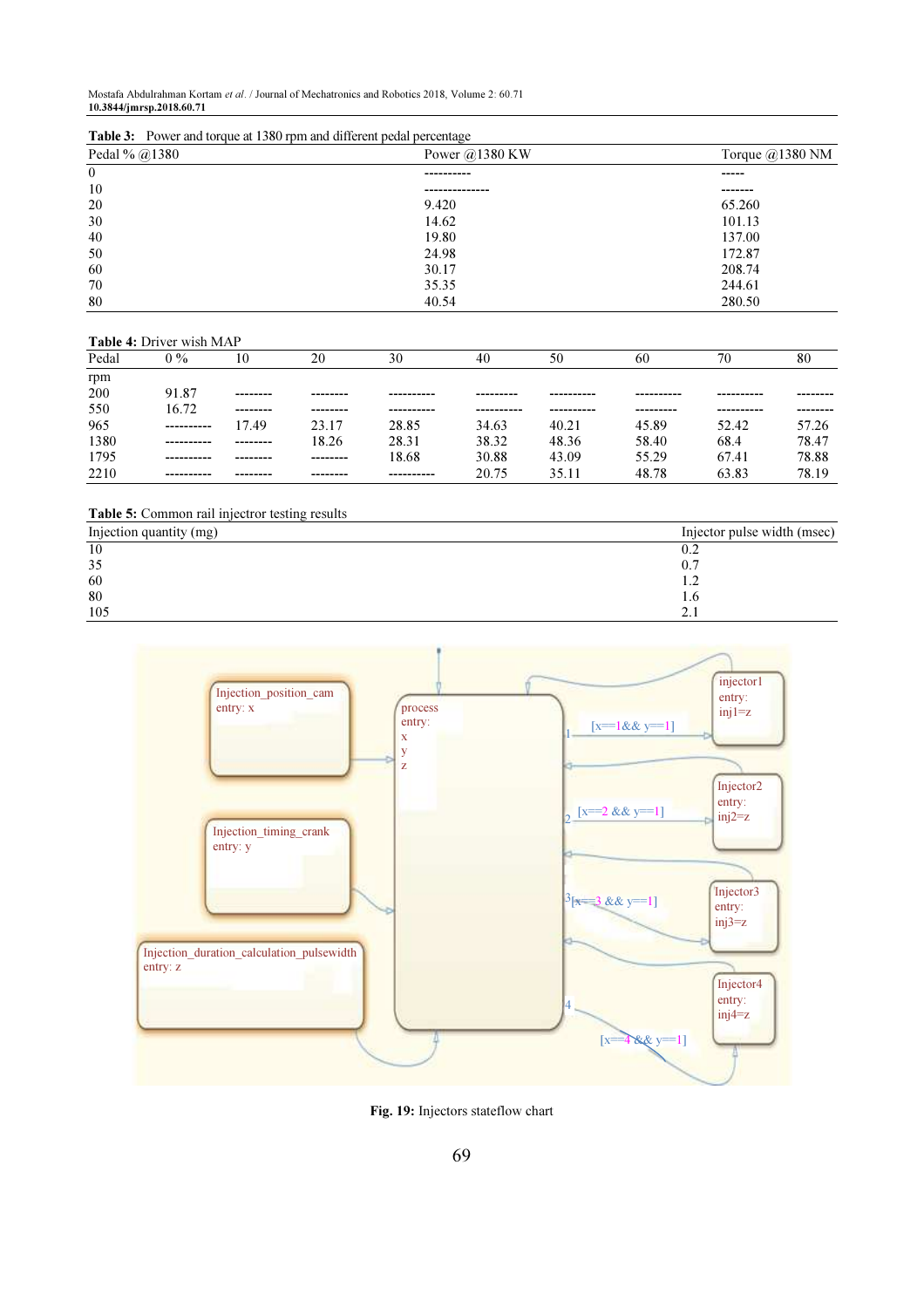**Table 3:** Power and torque at 1380 rpm and different pedal percentage

| Pedal % @1380 | Power @1380 KW | Torque @1380 NM |
|---|---|---|
| 0 | ---------- | ----- |
| 10 | -------------- | ------- |
| 20 | 9.420 | 65.260 |
| 30 | 14.62 | 101.13 |
| 40 | 19.80 | 137.00 |
| 50 | 24.98 | 172.87 |
| 60 | 30.17 | 208.74 |
| 70 | 35.35 | 244.61 |
| 80 | 40.54 | 280.50 |

**Table 4:** Driver wish MAP

| Pedal | 0 % | 10 | 20 | 30 | 40 | 50 | 60 | 70 | 80 |
|---|---|---|---|---|---|---|---|---|---|
| rpm | | | | | | | | | |
| 200 | 91.87 | -------- | -------- | ---------- | --------- | ---------- | ---------- | ---------- | -------- |
| 550 | 16.72 | -------- | -------- | ---------- | ---------- | ---------- | --------- | ---------- | -------- |
| 965 | ---------- | 17.49 | 23.17 | 28.85 | 34.63 | 40.21 | 45.89 | 52.42 | 57.26 |
| 1380 | ---------- | -------- | 18.26 | 28.31 | 38.32 | 48.36 | 58.40 | 68.4 | 78.47 |
| 1795 | ---------- | -------- | -------- | 18.68 | 30.88 | 43.09 | 55.29 | 67.41 | 78.88 |
| 2210 | ---------- | -------- | -------- | ---------- | 20.75 | 35.11 | 48.78 | 63.83 | 78.19 |

**Table 5:** Common rail injectror testing results

| Injection quantity (mg) | Injector pulse width (msec) |
|---|---|
| 10 | 0.2 |
| 35 | 0.7 |
| 60 | 1.2 |
| 80 | 1.6 |
| 105 | 2.1 |

**Fig. 19:** Injectors stateflow chart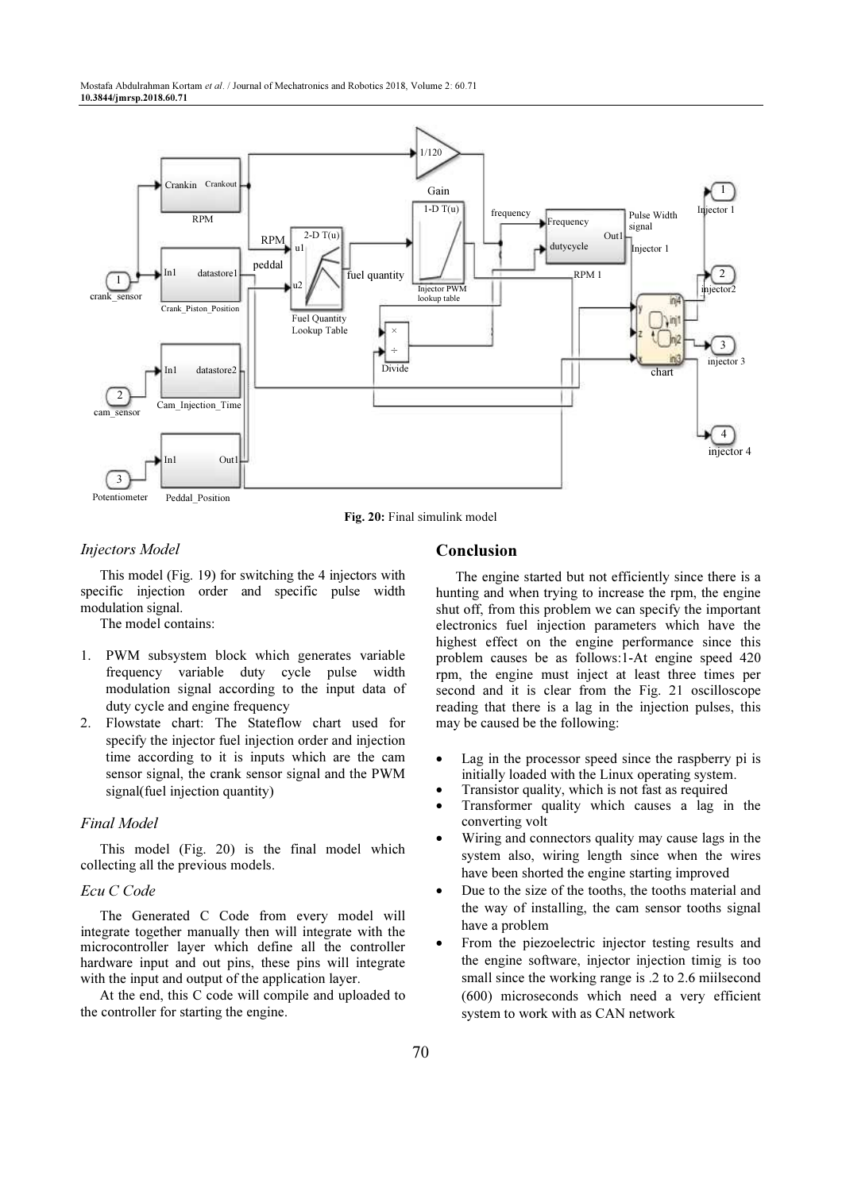Fig. 20: Final simulink model

### *Injectors Model*

This model (Fig. 19) for switching the 4 injectors with specific injection order and specific pulse width modulation signal.

The model contains:

1. PWM subsystem block which generates variable frequency variable duty cycle pulse width modulation signal according to the input data of duty cycle and engine frequency
2. Flowstate chart: The Stateflow chart used for specify the injector fuel injection order and injection time according to it is inputs which are the cam sensor signal, the crank sensor signal and the PWM signal(fuel injection quantity)

### *Final Model*

This model (Fig. 20) is the final model which collecting all the previous models.

### *Ecu C Code*

The Generated C Code from every model will integrate together manually then will integrate with the microcontroller layer which define all the controller hardware input and out pins, these pins will integrate with the input and output of the application layer.

At the end, this C code will compile and uploaded to the controller for starting the engine.

## Conclusion

The engine started but not efficiently since there is a hunting and when trying to increase the rpm, the engine shut off, from this problem we can specify the important electronics fuel injection parameters which have the highest effect on the engine performance since this problem causes be as follows:1-At engine speed 420 rpm, the engine must inject at least three times per second and it is clear from the Fig. 21 oscilloscope reading that there is a lag in the injection pulses, this may be caused be the following:

- Lag in the processor speed since the raspberry pi is initially loaded with the Linux operating system.
- Transistor quality, which is not fast as required
- Transformer quality which causes a lag in the converting volt
- Wiring and connectors quality may cause lags in the system also, wiring length since when the wires have been shorted the engine starting improved
- Due to the size of the tooths, the tooths material and the way of installing, the cam sensor tooths signal have a problem
- From the piezoelectric injector testing results and the engine software, injector injection timig is too small since the working range is .2 to 2.6 miilsecond (600) microseconds which need a very efficient system to work with as CAN network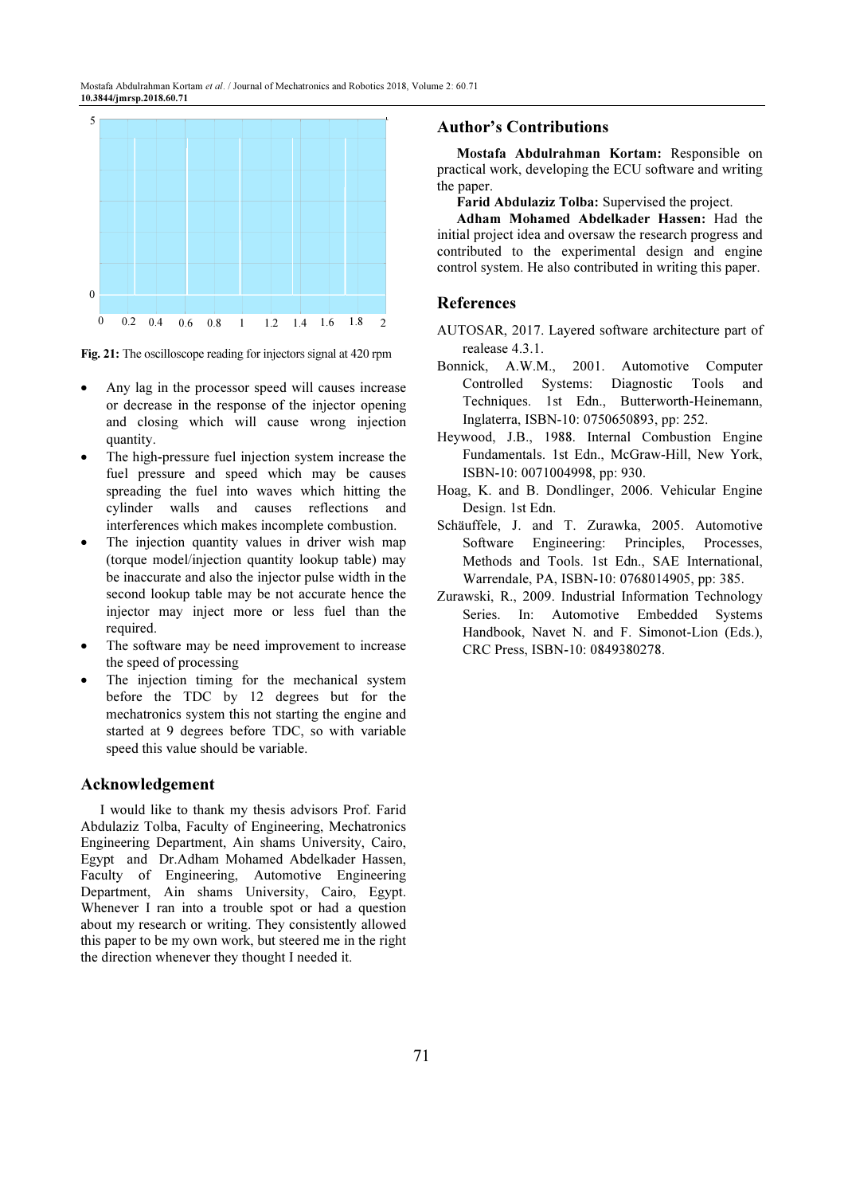5

0

0 0.2 0.4 0.6 0.8 1 1.2 1.4 1.6 1.8 2

**Fig. 21:** The oscilloscope reading for injectors signal at 420 rpm

- Any lag in the processor speed will causes increase or decrease in the response of the injector opening and closing which will cause wrong injection quantity.
- The high-pressure fuel injection system increase the fuel pressure and speed which may be causes spreading the fuel into waves which hitting the cylinder walls and causes reflections and interferences which makes incomplete combustion.
- The injection quantity values in driver wish map (torque model/injection quantity lookup table) may be inaccurate and also the injector pulse width in the second lookup table may be not accurate hence the injector may inject more or less fuel than the required.
- The software may be need improvement to increase the speed of processing
- The injection timing for the mechanical system before the TDC by 12 degrees but for the mechatronics system this not starting the engine and started at 9 degrees before TDC, so with variable speed this value should be variable.

## Acknowledgement

I would like to thank my thesis advisors Prof. Farid Abdulaziz Tolba, Faculty of Engineering, Mechatronics Engineering Department, Ain shams University, Cairo, Egypt and Dr.Adham Mohamed Abdelkader Hassen, Faculty of Engineering, Automotive Engineering Department, Ain shams University, Cairo, Egypt. Whenever I ran into a trouble spot or had a question about my research or writing. They consistently allowed this paper to be my own work, but steered me in the right the direction whenever they thought I needed it.

## Author's Contributions

**Mostafa Abdulrahman Kortam:** Responsible on practical work, developing the ECU software and writing the paper.

**Farid Abdulaziz Tolba:** Supervised the project.

**Adham Mohamed Abdelkader Hassen:** Had the initial project idea and oversaw the research progress and contributed to the experimental design and engine control system. He also contributed in writing this paper.

## References

AUTOSAR, 2017. Layered software architecture part of realease 4.3.1.

Bonnick, A.W.M., 2001. Automotive Computer Controlled Systems: Diagnostic Tools and Techniques. 1st Edn., Butterworth-Heinemann, Inglaterra, ISBN-10: 0750650893, pp: 252.

Heywood, J.B., 1988. Internal Combustion Engine Fundamentals. 1st Edn., McGraw-Hill, New York, ISBN-10: 0071004998, pp: 930.

Hoag, K. and B. Dondlinger, 2006. Vehicular Engine Design. 1st Edn.

Schäuffele, J. and T. Zurawka, 2005. Automotive Software Engineering: Principles, Processes, Methods and Tools. 1st Edn., SAE International, Warrendale, PA, ISBN-10: 0768014905, pp: 385.

Zurawski, R., 2009. Industrial Information Technology Series. In: Automotive Embedded Systems Handbook, Navet N. and F. Simonot-Lion (Eds.), CRC Press, ISBN-10: 0849380278.